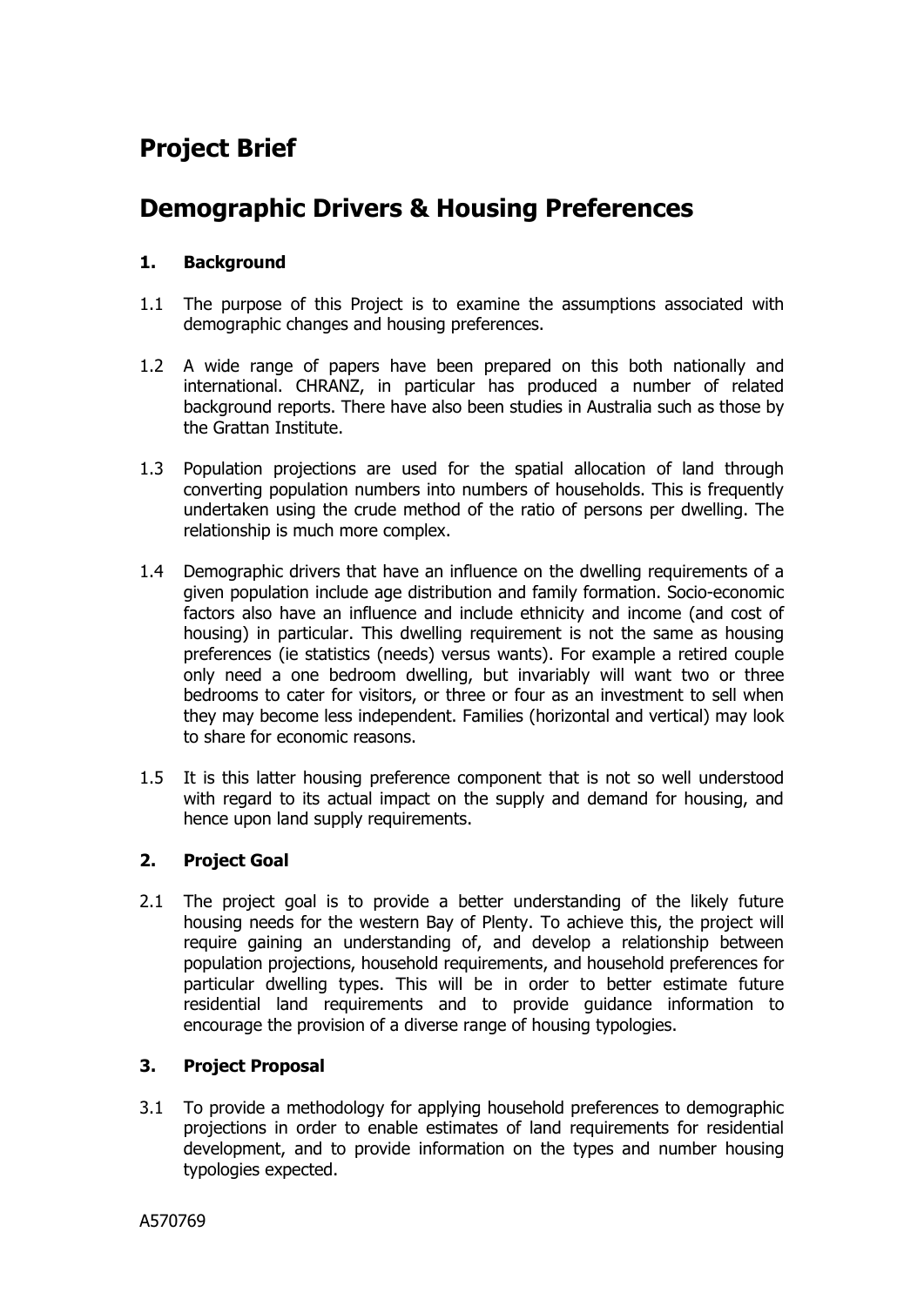# Project Brief

# Demographic Drivers & Housing Preferences

## 1. Background

1.1 The purpose of this Project is to examine the assumptions associated with demographic changes and housing preferences.

1.2 A wide range of papers have been prepared on this both nationally and international. CHRANZ, in particular has produced a number of related background reports. There have also been studies in Australia such as those by the Grattan Institute.

1.3 Population projections are used for the spatial allocation of land through converting population numbers into numbers of households. This is frequently undertaken using the crude method of the ratio of persons per dwelling. The relationship is much more complex.

1.4 Demographic drivers that have an influence on the dwelling requirements of a given population include age distribution and family formation. Socio-economic factors also have an influence and include ethnicity and income (and cost of housing) in particular. This dwelling requirement is not the same as housing preferences (ie statistics (needs) versus wants). For example a retired couple only need a one bedroom dwelling, but invariably will want two or three bedrooms to cater for visitors, or three or four as an investment to sell when they may become less independent. Families (horizontal and vertical) may look to share for economic reasons.

1.5 It is this latter housing preference component that is not so well understood with regard to its actual impact on the supply and demand for housing, and hence upon land supply requirements.

## 2. Project Goal

2.1 The project goal is to provide a better understanding of the likely future housing needs for the western Bay of Plenty. To achieve this, the project will require gaining an understanding of, and develop a relationship between population projections, household requirements, and household preferences for particular dwelling types. This will be in order to better estimate future residential land requirements and to provide guidance information to encourage the provision of a diverse range of housing typologies.

## 3. Project Proposal

3.1 To provide a methodology for applying household preferences to demographic projections in order to enable estimates of land requirements for residential development, and to provide information on the types and number housing typologies expected.

A570769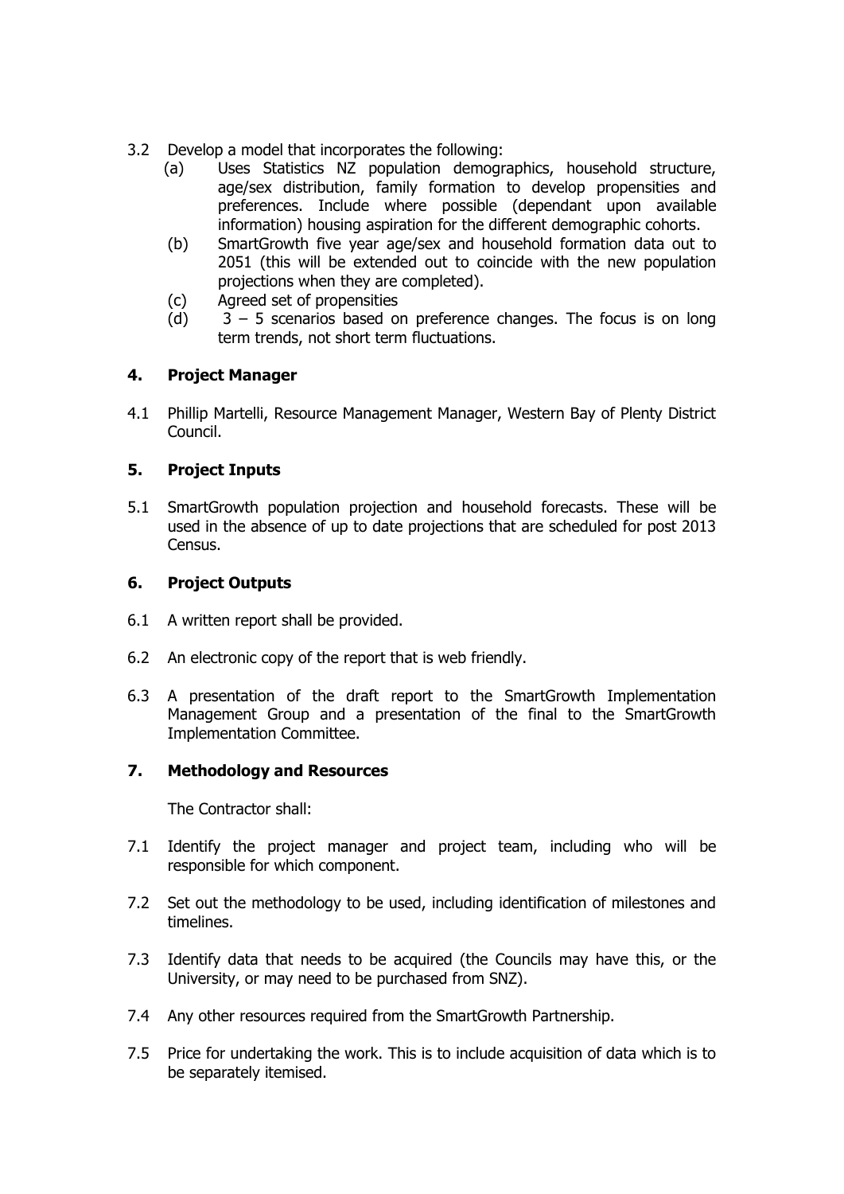3.2 Develop a model that incorporates the following:

(a) Uses Statistics NZ population demographics, household structure, age/sex distribution, family formation to develop propensities and preferences. Include where possible (dependant upon available information) housing aspiration for the different demographic cohorts.

(b) SmartGrowth five year age/sex and household formation data out to 2051 (this will be extended out to coincide with the new population projections when they are completed).

(c) Agreed set of propensities

(d) 3 – 5 scenarios based on preference changes. The focus is on long term trends, not short term fluctuations.

## 4. Project Manager

4.1 Phillip Martelli, Resource Management Manager, Western Bay of Plenty District Council.

## 5. Project Inputs

5.1 SmartGrowth population projection and household forecasts. These will be used in the absence of up to date projections that are scheduled for post 2013 Census.

## 6. Project Outputs

6.1 A written report shall be provided.

6.2 An electronic copy of the report that is web friendly.

6.3 A presentation of the draft report to the SmartGrowth Implementation Management Group and a presentation of the final to the SmartGrowth Implementation Committee.

## 7. Methodology and Resources

The Contractor shall:

7.1 Identify the project manager and project team, including who will be responsible for which component.

7.2 Set out the methodology to be used, including identification of milestones and timelines.

7.3 Identify data that needs to be acquired (the Councils may have this, or the University, or may need to be purchased from SNZ).

7.4 Any other resources required from the SmartGrowth Partnership.

7.5 Price for undertaking the work. This is to include acquisition of data which is to be separately itemised.